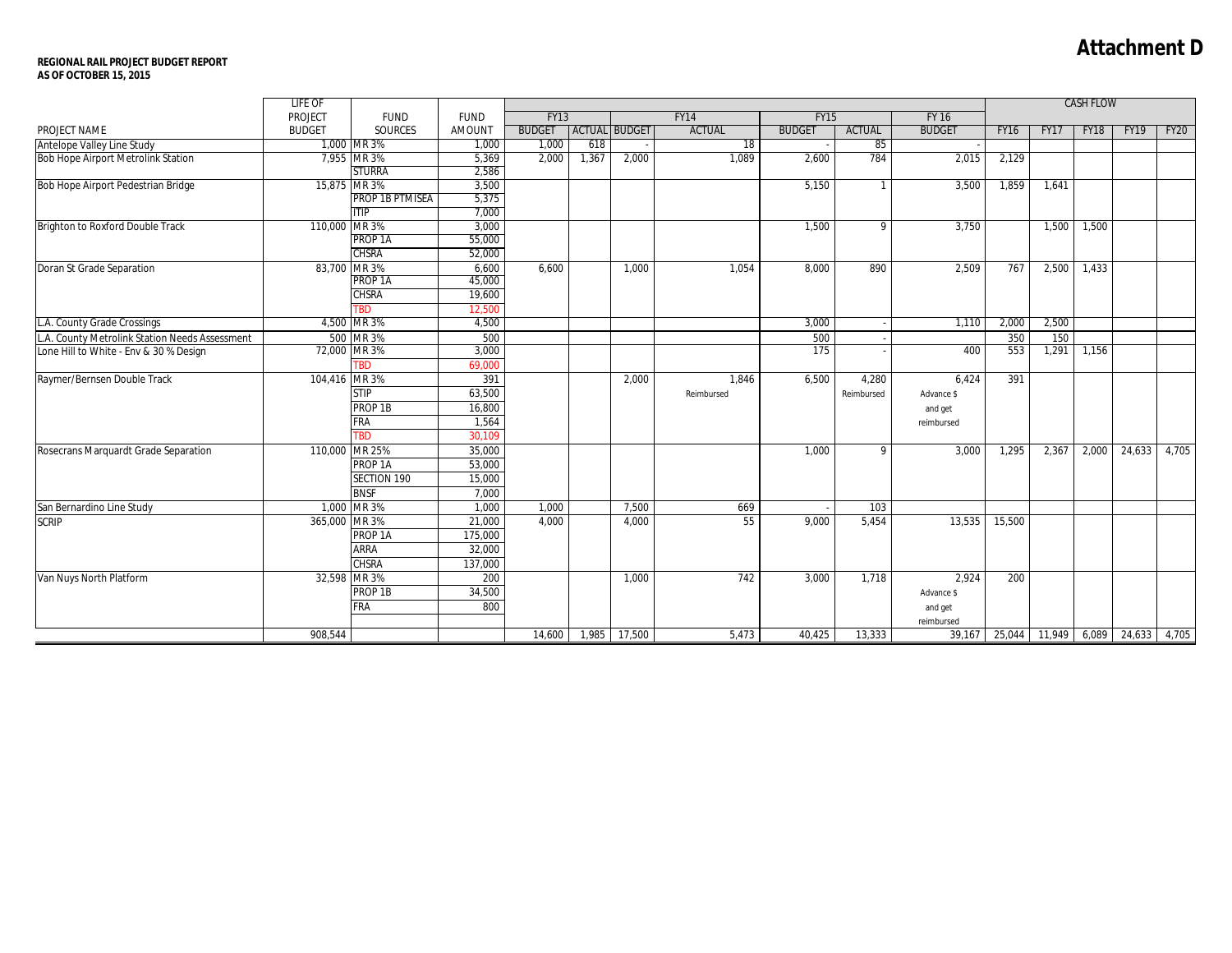# Attachment D

**REGIONAL RAIL PROJECT BUDGET REPORT**
**AS OF OCTOBER 15, 2015**

| PROJECT NAME | LIFE OF PROJECT BUDGET | FUND SOURCES | FUND AMOUNT | FY13 BUDGET | FY13 ACTUAL | FY14 BUDGET | FY14 ACTUAL | FY15 BUDGET | FY15 ACTUAL | FY 16 BUDGET | CASH FLOW FY16 | CASH FLOW FY17 | CASH FLOW FY18 | CASH FLOW FY19 | CASH FLOW FY20 |
|---|---|---|---|---|---|---|---|---|---|---|---|---|---|---|---|
| Antelope Valley Line Study | 1,000 | MR 3% | 1,000 | 1,000 | 618 | - | 18 | - | 85 | - | | | | | |
| Bob Hope Airport Metrolink Station | 7,955 | MR 3% | 5,369 | 2,000 | 1,367 | 2,000 | 1,089 | 2,600 | 784 | 2,015 | 2,129 | | | | |
| | | STURRA | 2,586 | | | | | | | | | | | | |
| Bob Hope Airport Pedestrian Bridge | 15,875 | MR 3% | 3,500 | | | | | 5,150 | 1 | 3,500 | 1,859 | 1,641 | | | |
| | | PROP 1B PTMISEA | 5,375 | | | | | | | | | | | | |
| | | ITIP | 7,000 | | | | | | | | | | | | |
| Brighton to Roxford Double Track | 110,000 | MR 3% | 3,000 | | | | | 1,500 | 9 | 3,750 | | 1,500 | 1,500 | | |
| | | PROP 1A | 55,000 | | | | | | | | | | | | |
| | | CHSRA | 52,000 | | | | | | | | | | | | |
| Doran St Grade Separation | 83,700 | MR 3% | 6,600 | 6,600 | | 1,000 | 1,054 | 8,000 | 890 | 2,509 | 767 | 2,500 | 1,433 | | |
| | | PROP 1A | 45,000 | | | | | | | | | | | | |
| | | CHSRA | 19,600 | | | | | | | | | | | | |
| | | TBD | 12,500 | | | | | | | | | | | | |
| L.A. County Grade Crossings | 4,500 | MR 3% | 4,500 | | | | | 3,000 | - | 1,110 | 2,000 | 2,500 | | | |
| L.A. County Metrolink Station Needs Assessment | 500 | MR 3% | 500 | | | | | 500 | - | | 350 | 150 | | | |
| Lone Hill to White - Env & 30 % Design | 72,000 | MR 3% | 3,000 | | | | | 175 | - | 400 | 553 | 1,291 | 1,156 | | |
| | | TBD | 69,000 | | | | | | | | | | | | |
| Raymer/Bernsen Double Track | 104,416 | MR 3% | 391 | | | 2,000 | 1,846 | 6,500 | 4,280 | 6,424 | 391 | | | | |
| | | STIP | 63,500 | | | | Reimbursed | | Reimbursed | Advance $ | | | | | |
| | | PROP 1B | 16,800 | | | | | | | and get | | | | | |
| | | FRA | 1,564 | | | | | | | reimbursed | | | | | |
| | | TBD | 30,109 | | | | | | | | | | | | |
| Rosecrans Marquardt Grade Separation | 110,000 | MR 25% | 35,000 | | | | | 1,000 | 9 | 3,000 | 1,295 | 2,367 | 2,000 | 24,633 | 4,705 |
| | | PROP 1A | 53,000 | | | | | | | | | | | | |
| | | SECTION 190 | 15,000 | | | | | | | | | | | | |
| | | BNSF | 7,000 | | | | | | | | | | | | |
| San Bernardino Line Study | 1,000 | MR 3% | 1,000 | 1,000 | | 7,500 | 669 | - | 103 | | | | | | |
| SCRIP | 365,000 | MR 3% | 21,000 | 4,000 | | 4,000 | 55 | 9,000 | 5,454 | 13,535 | 15,500 | | | | |
| | | PROP 1A | 175,000 | | | | | | | | | | | | |
| | | ARRA | 32,000 | | | | | | | | | | | | |
| | | CHSRA | 137,000 | | | | | | | | | | | | |
| Van Nuys North Platform | 32,598 | MR 3% | 200 | | | 1,000 | 742 | 3,000 | 1,718 | 2,924 | 200 | | | | |
| | | PROP 1B | 34,500 | | | | | | | Advance $ | | | | | |
| | | FRA | 800 | | | | | | | and get | | | | | |
| | | | | | | | | | | reimbursed | | | | | |
| | 908,544 | | | 14,600 | 1,985 | 17,500 | 5,473 | 40,425 | 13,333 | 39,167 | 25,044 | 11,949 | 6,089 | 24,633 | 4,705 |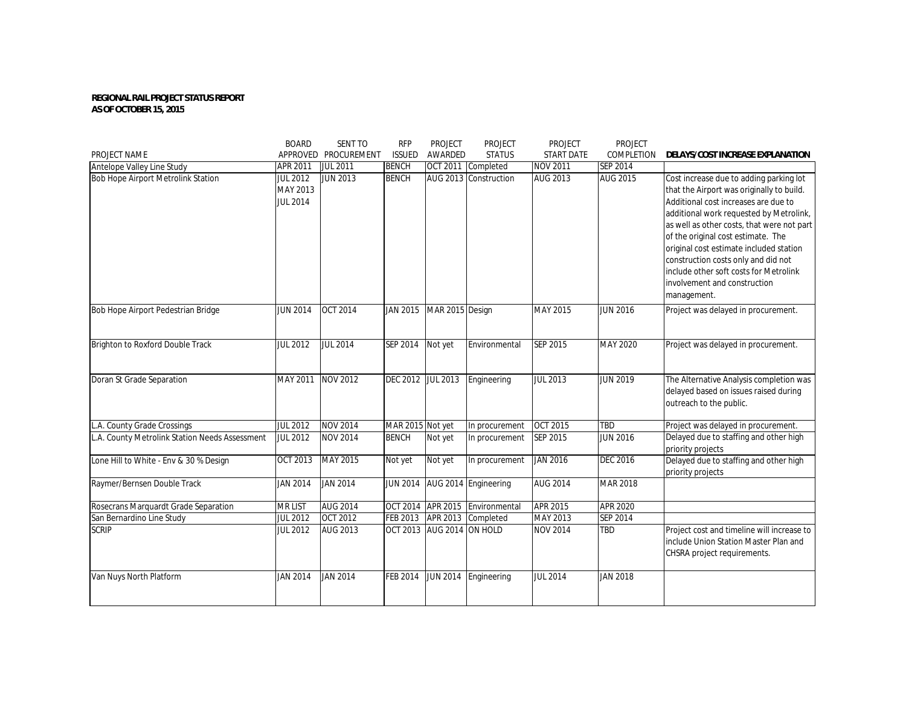**REGIONAL RAIL PROJECT STATUS REPORT**
**AS OF OCTOBER 15, 2015**

| PROJECT NAME | BOARD APPROVED | SENT TO PROCUREMENT | RFP ISSUED | PROJECT AWARDED | PROJECT STATUS | PROJECT START DATE | PROJECT COMPLETION | DELAYS/COST INCREASE EXPLANATION |
|---|---|---|---|---|---|---|---|---|
| Antelope Valley Line Study | APR 2011 | JUL 2011 | BENCH | OCT 2011 | Completed | NOV 2011 | SEP 2014 | |
| Bob Hope Airport Metrolink Station | JUL 2012<br>MAY 2013<br>JUL 2014 | JUN 2013 | BENCH | AUG 2013 | Construction | AUG 2013 | AUG 2015 | Cost increase due to adding parking lot that the Airport was originally to build. Additional cost increases are due to additional work requested by Metrolink, as well as other costs, that were not part of the original cost estimate. The original cost estimate included station construction costs only and did not include other soft costs for Metrolink involvement and construction management. |
| Bob Hope Airport Pedestrian Bridge | JUN 2014 | OCT 2014 | JAN 2015 | MAR 2015 | Design | MAY 2015 | JUN 2016 | Project was delayed in procurement. |
| Brighton to Roxford Double Track | JUL 2012 | JUL 2014 | SEP 2014 | Not yet | Environmental | SEP 2015 | MAY 2020 | Project was delayed in procurement. |
| Doran St Grade Separation | MAY 2011 | NOV 2012 | DEC 2012 | JUL 2013 | Engineering | JUL 2013 | JUN 2019 | The Alternative Analysis completion was delayed based on issues raised during outreach to the public. |
| L.A. County Grade Crossings | JUL 2012 | NOV 2014 | MAR 2015 | Not yet | In procurement | OCT 2015 | TBD | Project was delayed in procurement. |
| L.A. County Metrolink Station Needs Assessment | JUL 2012 | NOV 2014 | BENCH | Not yet | In procurement | SEP 2015 | JUN 2016 | Delayed due to staffing and other high priority projects |
| Lone Hill to White - Env & 30 % Design | OCT 2013 | MAY 2015 | Not yet | Not yet | In procurement | JAN 2016 | DEC 2016 | Delayed due to staffing and other high priority projects |
| Raymer/Bernsen Double Track | JAN 2014 | JAN 2014 | JUN 2014 | AUG 2014 | Engineering | AUG 2014 | MAR 2018 | |
| Rosecrans Marquardt Grade Separation | MR LIST | AUG 2014 | OCT 2014 | APR 2015 | Environmental | APR 2015 | APR 2020 | |
| San Bernardino Line Study | JUL 2012 | OCT 2012 | FEB 2013 | APR 2013 | Completed | MAY 2013 | SEP 2014 | |
| SCRIP | JUL 2012 | AUG 2013 | OCT 2013 | AUG 2014 | ON HOLD | NOV 2014 | TBD | Project cost and timeline will increase to include Union Station Master Plan and CHSRA project requirements. |
| Van Nuys North Platform | JAN 2014 | JAN 2014 | FEB 2014 | JUN 2014 | Engineering | JUL 2014 | JAN 2018 | |